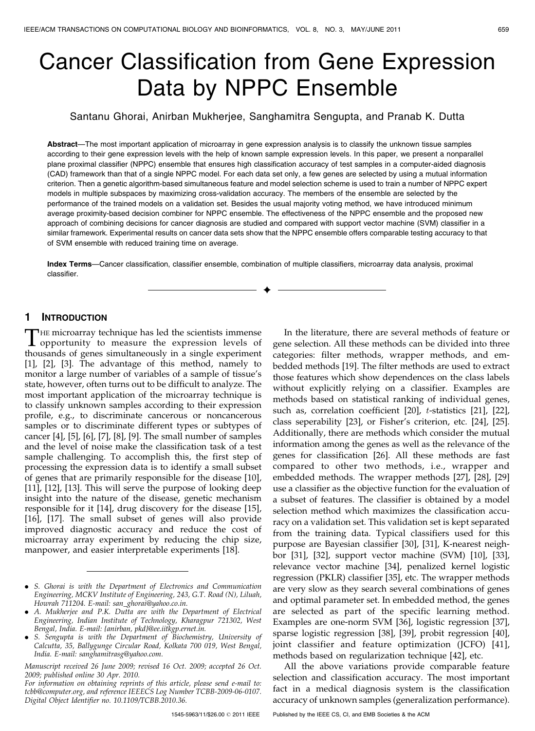# Cancer Classification from Gene Expression Data by NPPC Ensemble

Santanu Ghorai, Anirban Mukherjee, Sanghamitra Sengupta, and Pranab K. Dutta

**Abstract**—The most important application of microarray in gene expression analysis is to classify the unknown tissue samples according to their gene expression levels with the help of known sample expression levels. In this paper, we present a nonparallel plane proximal classifier (NPPC) ensemble that ensures high classification accuracy of test samples in a computer-aided diagnosis (CAD) framework than that of a single NPPC model. For each data set only, a few genes are selected by using a mutual information criterion. Then a genetic algorithm-based simultaneous feature and model selection scheme is used to train a number of NPPC expert models in multiple subspaces by maximizing cross-validation accuracy. The members of the ensemble are selected by the performance of the trained models on a validation set. Besides the usual majority voting method, we have introduced minimum average proximity-based decision combiner for NPPC ensemble. The effectiveness of the NPPC ensemble and the proposed new approach of combining decisions for cancer diagnosis are studied and compared with support vector machine (SVM) classifier in a similar framework. Experimental results on cancer data sets show that the NPPC ensemble offers comparable testing accuracy to that of SVM ensemble with reduced training time on average.

**Index Terms**—Cancer classification, classifier ensemble, combination of multiple classifiers, microarray data analysis, proximal classifier.

## 1 Introduction

The microarray technique has led the scientists immense opportunity to measure the expression levels of thousands of genes simultaneously in a single experiment [1], [2], [3]. The advantage of this method, namely to monitor a large number of variables of a sample of tissue's state, however, often turns out to be difficult to analyze. The most important application of the microarray technique is to classify unknown samples according to their expression profile, e.g., to discriminate cancerous or noncancerous samples or to discriminate different types or subtypes of cancer [4], [5], [6], [7], [8], [9]. The small number of samples and the level of noise make the classification task of a test sample challenging. To accomplish this, the first step of processing the expression data is to identify a small subset of genes that are primarily responsible for the disease [10], [11], [12], [13]. This will serve the purpose of looking deep insight into the nature of the disease, genetic mechanism responsible for it [14], drug discovery for the disease [15], [16], [17]. The small subset of genes will also provide improved diagnostic accuracy and reduce the cost of microarray array experiment by reducing the chip size, manpower, and easier interpretable experiments [18].

In the literature, there are several methods of feature or gene selection. All these methods can be divided into three categories: filter methods, wrapper methods, and embedded methods [19]. The filter methods are used to extract those features which show dependences on the class labels without explicitly relying on a classifier. Examples are methods based on statistical ranking of individual genes, such as, correlation coefficient [20], $t$-statistics [21], [22], class seperability [23], or Fisher's criterion, etc. [24], [25]. Additionally, there are methods which consider the mutual information among the genes as well as the relevance of the genes for classification [26]. All these methods are fast compared to other two methods, i.e., wrapper and embedded methods. The wrapper methods [27], [28], [29] use a classifier as the objective function for the evaluation of a subset of features. The classifier is obtained by a model selection method which maximizes the classification accuracy on a validation set. This validation set is kept separated from the training data. Typical classifiers used for this purpose are Bayesian classifier [30], [31], K-nearest neighbor [31], [32], support vector machine (SVM) [10], [33], relevance vector machine [34], penalized kernel logistic regression (PKLR) classifier [35], etc. The wrapper methods are very slow as they search several combinations of genes and optimal parameter set. In embedded method, the genes are selected as part of the specific learning method. Examples are one-norm SVM [36], logistic regression [37], sparse logistic regression [38], [39], probit regression [40], joint classifier and feature optimization (JCFO) [41], methods based on regularization technique [42], etc.

All the above variations provide comparable feature selection and classification accuracy. The most important fact in a medical diagnosis system is the classification accuracy of unknown samples (generalization performance).

---

- *S. Ghorai is with the Department of Electronics and Communication Engineering, MCKV Institute of Engineering, 243, G.T. Road (N), Liluah, Howrah 711204. E-mail: san_ghorai@yahoo.co.in.*
- *A. Mukherjee and P.K. Dutta are with the Department of Electrical Engineering, Indian Institute of Technology, Kharagpur 721302, West Bengal, India. E-mail: {anirban, pkd}@ee.iitkgp.ernet.in.*
- *S. Sengupta is with the Department of Biochemistry, University of Calcutta, 35, Ballygunge Circular Road, Kolkata 700 019, West Bengal, India. E-mail: sanghamitrasg@yahoo.com.*

*Manuscript received 26 June 2009; revised 16 Oct. 2009; accepted 26 Oct. 2009; published online 30 Apr. 2010.*
*For information on obtaining reprints of this article, please send e-mail to: tcbb@computer.org, and reference IEEECS Log Number TCBB-2009-06-0107. Digital Object Identifier no. 10.1109/TCBB.2010.36.*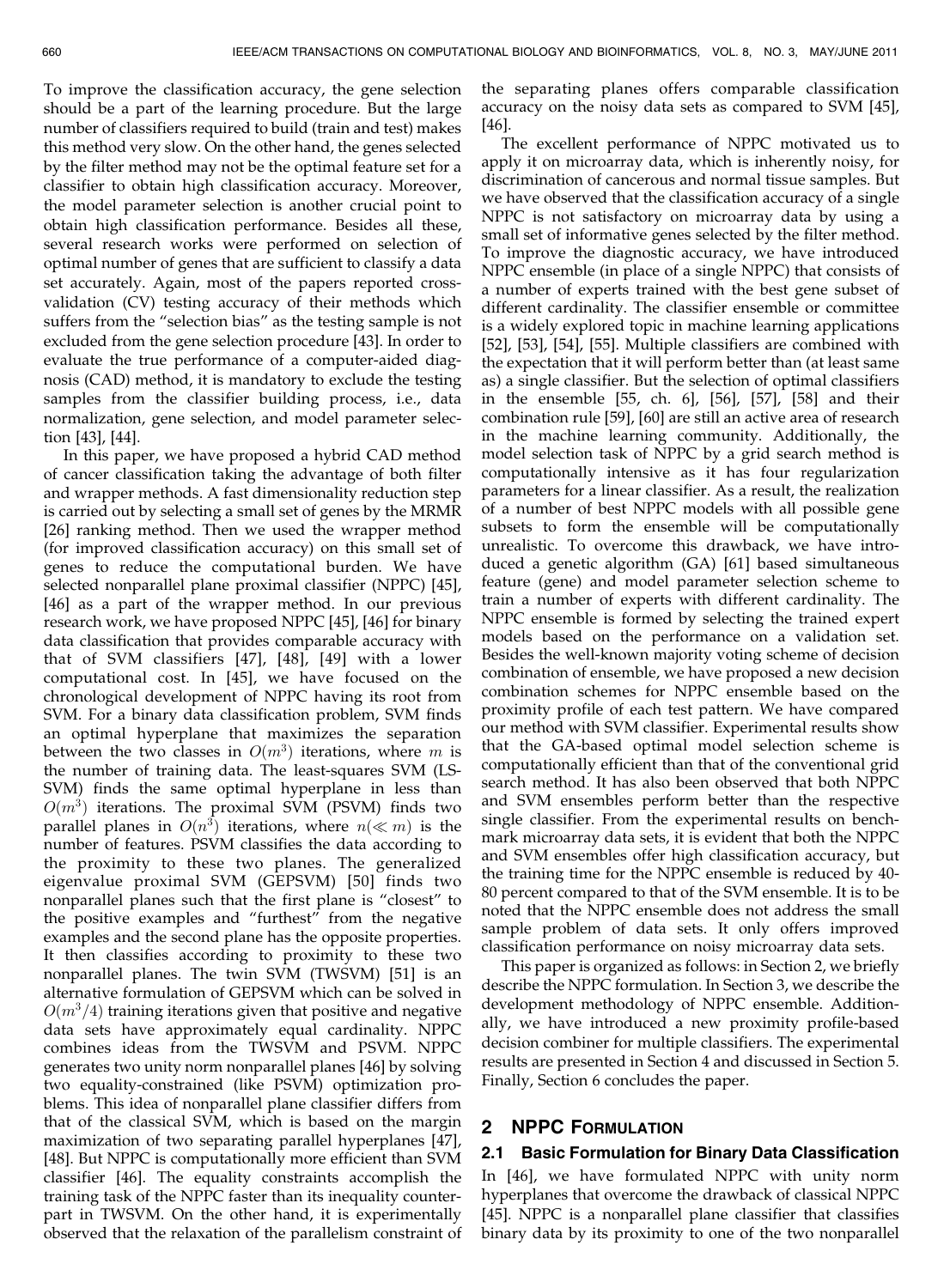To improve the classification accuracy, the gene selection should be a part of the learning procedure. But the large number of classifiers required to build (train and test) makes this method very slow. On the other hand, the genes selected by the filter method may not be the optimal feature set for a classifier to obtain high classification accuracy. Moreover, the model parameter selection is another crucial point to obtain high classification performance. Besides all these, several research works were performed on selection of optimal number of genes that are sufficient to classify a data set accurately. Again, most of the papers reported cross-validation (CV) testing accuracy of their methods which suffers from the "selection bias" as the testing sample is not excluded from the gene selection procedure [43]. In order to evaluate the true performance of a computer-aided diagnosis (CAD) method, it is mandatory to exclude the testing samples from the classifier building process, i.e., data normalization, gene selection, and model parameter selection [43], [44].

In this paper, we have proposed a hybrid CAD method of cancer classification taking the advantage of both filter and wrapper methods. A fast dimensionality reduction step is carried out by selecting a small set of genes by the MRMR [26] ranking method. Then we used the wrapper method (for improved classification accuracy) on this small set of genes to reduce the computational burden. We have selected nonparallel plane proximal classifier (NPPC) [45], [46] as a part of the wrapper method. In our previous research work, we have proposed NPPC [45], [46] for binary data classification that provides comparable accuracy with that of SVM classifiers [47], [48], [49] with a lower computational cost. In [45], we have focused on the chronological development of NPPC having its root from SVM. For a binary data classification problem, SVM finds an optimal hyperplane that maximizes the separation between the two classes in $O(m^3)$ iterations, where $m$ is the number of training data. The least-squares SVM (LS-SVM) finds the same optimal hyperplane in less than $O(m^3)$ iterations. The proximal SVM (PSVM) finds two parallel planes in $O(n^3)$ iterations, where $n (\ll m)$ is the number of features. PSVM classifies the data according to the proximity to these two planes. The generalized eigenvalue proximal SVM (GEPSVM) [50] finds two nonparallel planes such that the first plane is "closest" to the positive examples and "furthest" from the negative examples and the second plane has the opposite properties. It then classifies according to proximity to these two nonparallel planes. The twin SVM (TWSVM) [51] is an alternative formulation of GEPSVM which can be solved in $O(m^3/4)$ training iterations given that positive and negative data sets have approximately equal cardinality. NPPC combines ideas from the TWSVM and PSVM. NPPC generates two unity norm nonparallel planes [46] by solving two equality-constrained (like PSVM) optimization problems. This idea of nonparallel plane classifier differs from that of the classical SVM, which is based on the margin maximization of two separating parallel hyperplanes [47], [48]. But NPPC is computationally more efficient than SVM classifier [46]. The equality constraints accomplish the training task of the NPPC faster than its inequality counterpart in TWSVM. On the other hand, it is experimentally observed that the relaxation of the parallelism constraint of the separating planes offers comparable classification accuracy on the noisy data sets as compared to SVM [45], [46].

The excellent performance of NPPC motivated us to apply it on microarray data, which is inherently noisy, for discrimination of cancerous and normal tissue samples. But we have observed that the classification accuracy of a single NPPC is not satisfactory on microarray data by using a small set of informative genes selected by the filter method. To improve the diagnostic accuracy, we have introduced NPPC ensemble (in place of a single NPPC) that consists of a number of experts trained with the best gene subset of different cardinality. The classifier ensemble or committee is a widely explored topic in machine learning applications [52], [53], [54], [55]. Multiple classifiers are combined with the expectation that it will perform better than (at least same as) a single classifier. But the selection of optimal classifiers in the ensemble [55, ch. 6], [56], [57], [58] and their combination rule [59], [60] are still an active area of research in the machine learning community. Additionally, the model selection task of NPPC by a grid search method is computationally intensive as it has four regularization parameters for a linear classifier. As a result, the realization of a number of best NPPC models with all possible gene subsets to form the ensemble will be computationally unrealistic. To overcome this drawback, we have introduced a genetic algorithm (GA) [61] based simultaneous feature (gene) and model parameter selection scheme to train a number of experts with different cardinality. The NPPC ensemble is formed by selecting the trained expert models based on the performance on a validation set. Besides the well-known majority voting scheme of decision combination of ensemble, we have proposed a new decision combination schemes for NPPC ensemble based on the proximity profile of each test pattern. We have compared our method with SVM classifier. Experimental results show that the GA-based optimal model selection scheme is computationally efficient than that of the conventional grid search method. It has also been observed that both NPPC and SVM ensembles perform better than the respective single classifier. From the experimental results on benchmark microarray data sets, it is evident that both the NPPC and SVM ensembles offer high classification accuracy, but the training time for the NPPC ensemble is reduced by 40-80 percent compared to that of the SVM ensemble. It is to be noted that the NPPC ensemble does not address the small sample problem of data sets. It only offers improved classification performance on noisy microarray data sets.

This paper is organized as follows: in Section 2, we briefly describe the NPPC formulation. In Section 3, we describe the development methodology of NPPC ensemble. Additionally, we have introduced a new proximity profile-based decision combiner for multiple classifiers. The experimental results are presented in Section 4 and discussed in Section 5. Finally, Section 6 concludes the paper.

## 2 NPPC Formulation

### 2.1 Basic Formulation for Binary Data Classification

In [46], we have formulated NPPC with unity norm hyperplanes that overcome the drawback of classical NPPC [45]. NPPC is a nonparallel plane classifier that classifies binary data by its proximity to one of the two nonparallel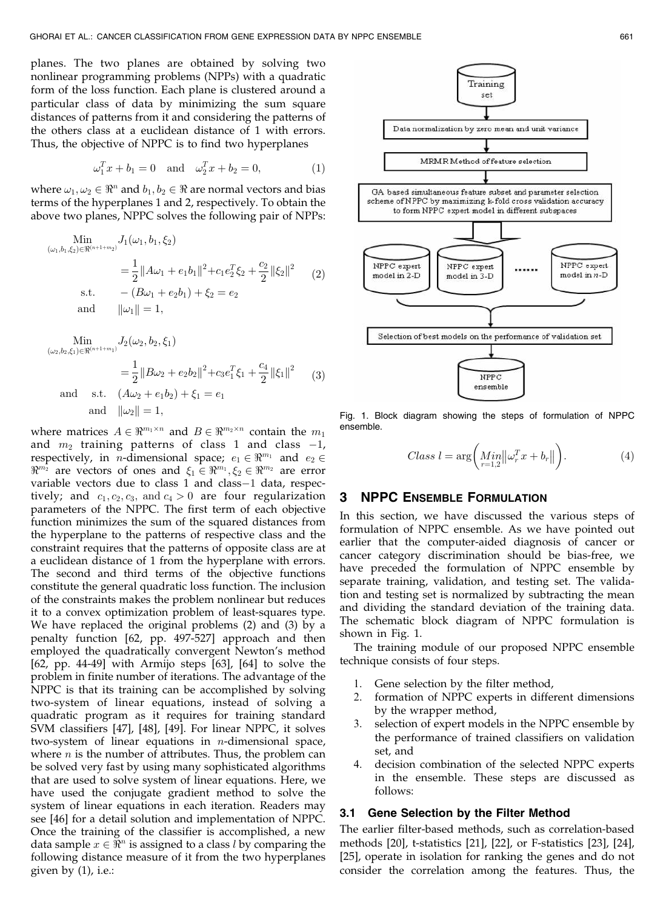planes. The two planes are obtained by solving two nonlinear programming problems (NPPs) with a quadratic form of the loss function. Each plane is clustered around a particular class of data by minimizing the sum square distances of patterns from it and considering the patterns of the others class at a euclidean distance of 1 with errors. Thus, the objective of NPPC is to find two hyperplanes

$$\omega_1^T x + b_1 = 0 \quad \text{and} \quad \omega_2^T x + b_2 = 0, \tag{1}$$

where $\omega_1, \omega_2 \in \Re^n$ and $b_1, b_2 \in \Re$ are normal vectors and bias terms of the hyperplanes 1 and 2, respectively. To obtain the above two planes, NPPC solves the following pair of NPPs:

$$\begin{aligned} \underset{(\omega_1, b_1, \xi_2) \in \Re^{(n+1+m_2)}}{\text{Min}} \quad & J_1(\omega_1, b_1, \xi_2) \\ & = \frac{1}{2}\|A\omega_1 + e_1 b_1\|^2 + c_1 e_2^T \xi_2 + \frac{c_2}{2}\|\xi_2\|^2 \\ \text{s.t.} \quad & -(B\omega_1 + e_2 b_1) + \xi_2 = e_2 \\ \text{and} \quad & \|\omega_1\| = 1, \end{aligned} \tag{2}$$

$$\begin{aligned} \underset{(\omega_2, b_2, \xi_1) \in \Re^{(n+1+m_1)}}{\text{Min}} \quad & J_2(\omega_2, b_2, \xi_1) \\ & = \frac{1}{2}\|B\omega_2 + e_2 b_2\|^2 + c_3 e_1^T \xi_1 + \frac{c_4}{2}\|\xi_1\|^2 \\ \text{and} \quad \text{s.t.} \quad & (A\omega_2 + e_1 b_2) + \xi_1 = e_1 \\ \text{and} \quad & \|\omega_2\| = 1, \end{aligned} \tag{3}$$

where matrices $A \in \Re^{m_1 \times n}$ and $B \in \Re^{m_2 \times n}$ contain the $m_1$ and $m_2$ training patterns of class 1 and class $-1$, respectively, in $n$-dimensional space; $e_1 \in \Re^{m_1}$ and $e_2 \in \Re^{m_2}$ are vectors of ones and $\xi_1 \in \Re^{m_1}, \xi_2 \in \Re^{m_2}$ are error variable vectors due to class 1 and class$-1$ data, respectively; and $c_1, c_2, c_3,$ and $c_4 > 0$ are four regularization parameters of the NPPC. The first term of each objective function minimizes the sum of the squared distances from the hyperplane to the patterns of respective class and the constraint requires that the patterns of opposite class are at a euclidean distance of 1 from the hyperplane with errors. The second and third terms of the objective functions constitute the general quadratic loss function. The inclusion of the constraints makes the problem nonlinear but reduces it to a convex optimization problem of least-squares type. We have replaced the original problems (2) and (3) by a penalty function [62, pp. 497-527] approach and then employed the quadratically convergent Newton's method [62, pp. 44-49] with Armijo steps [63], [64] to solve the problem in finite number of iterations. The advantage of the NPPC is that its training can be accomplished by solving two-system of linear equations, instead of solving a quadratic program as it requires for training standard SVM classifiers [47], [48], [49]. For linear NPPC, it solves two-system of linear equations in $n$-dimensional space, where $n$ is the number of attributes. Thus, the problem can be solved very fast by using many sophisticated algorithms that are used to solve system of linear equations. Here, we have used the conjugate gradient method to solve the system of linear equations in each iteration. Readers may see [46] for a detail solution and implementation of NPPC. Once the training of the classifier is accomplished, a new data sample $x \in \Re^n$ is assigned to a class $l$ by comparing the following distance measure of it from the two hyperplanes given by (1), i.e.:

$$Class\ l = \arg\left(\underset{r=1,2}{Min}\|\omega_r^T x + b_r\|\right). \tag{4}$$

Fig. 1. Block diagram showing the steps of formulation of NPPC ensemble.

## 3 NPPC Ensemble Formulation

In this section, we have discussed the various steps of formulation of NPPC ensemble. As we have pointed out earlier that the computer-aided diagnosis of cancer or cancer category discrimination should be bias-free, we have preceded the formulation of NPPC ensemble by separate training, validation, and testing set. The validation and testing set is normalized by subtracting the mean and dividing the standard deviation of the training data. The schematic block diagram of NPPC formulation is shown in Fig. 1.

The training module of our proposed NPPC ensemble technique consists of four steps.

1. Gene selection by the filter method,
2. formation of NPPC experts in different dimensions by the wrapper method,
3. selection of expert models in the NPPC ensemble by the performance of trained classifiers on validation set, and
4. decision combination of the selected NPPC experts in the ensemble. These steps are discussed as follows:

### 3.1 Gene Selection by the Filter Method

The earlier filter-based methods, such as correlation-based methods [20], t-statistics [21], [22], or F-statistics [23], [24], [25], operate in isolation for ranking the genes and do not consider the correlation among the features. Thus, the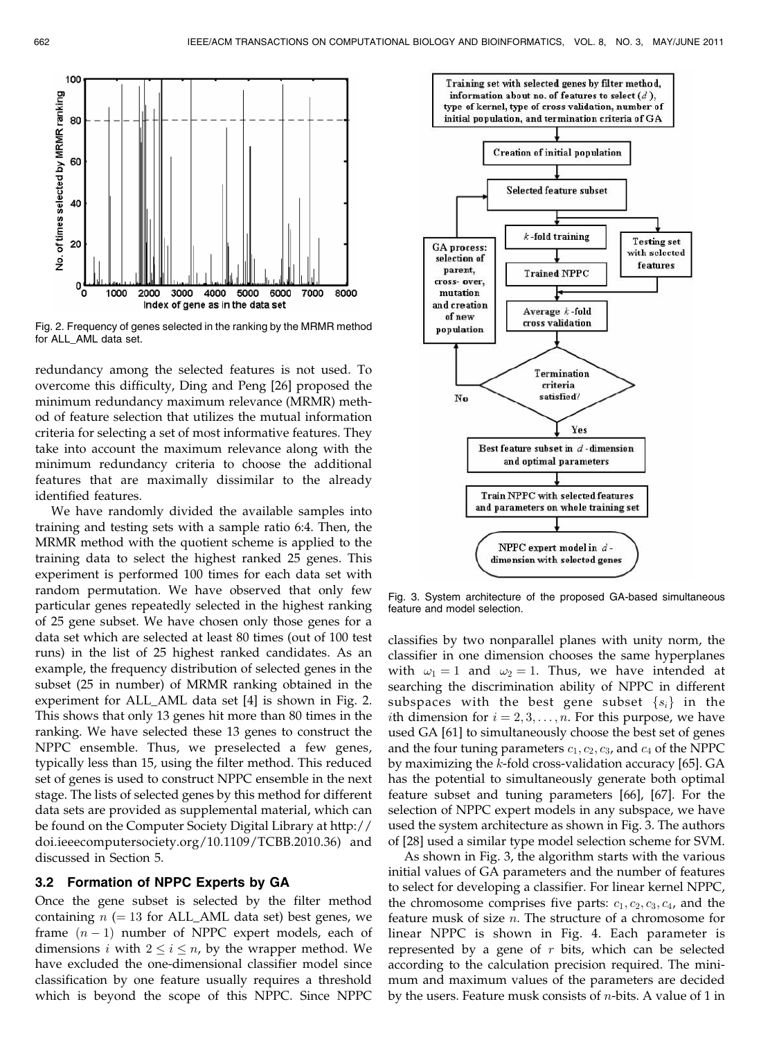Fig. 2. Frequency of genes selected in the ranking by the MRMR method for ALL_AML data set.

redundancy among the selected features is not used. To overcome this difficulty, Ding and Peng [26] proposed the minimum redundancy maximum relevance (MRMR) method of feature selection that utilizes the mutual information criteria for selecting a set of most informative features. They take into account the maximum relevance along with the minimum redundancy criteria to choose the additional features that are maximally dissimilar to the already identified features.

We have randomly divided the available samples into training and testing sets with a sample ratio 6:4. Then, the MRMR method with the quotient scheme is applied to the training data to select the highest ranked 25 genes. This experiment is performed 100 times for each data set with random permutation. We have observed that only few particular genes repeatedly selected in the highest ranking of 25 gene subset. We have chosen only those genes for a data set which are selected at least 80 times (out of 100 test runs) in the list of 25 highest ranked candidates. As an example, the frequency distribution of selected genes in the subset (25 in number) of MRMR ranking obtained in the experiment for ALL_AML data set [4] is shown in Fig. 2. This shows that only 13 genes hit more than 80 times in the ranking. We have selected these 13 genes to construct the NPPC ensemble. Thus, we preselected a few genes, typically less than 15, using the filter method. This reduced set of genes is used to construct NPPC ensemble in the next stage. The lists of selected genes by this method for different data sets are provided as supplemental material, which can be found on the Computer Society Digital Library at http://doi.ieeecomputersociety.org/10.1109/TCBB.2010.36) and discussed in Section 5.

### 3.2 Formation of NPPC Experts by GA

Once the gene subset is selected by the filter method containing $n$ ($= 13$ for ALL_AML data set) best genes, we frame $(n-1)$ number of NPPC expert models, each of dimensions $i$ with $2 \leq i \leq n$, by the wrapper method. We have excluded the one-dimensional classifier model since classification by one feature usually requires a threshold which is beyond the scope of this NPPC. Since NPPC classifies by two nonparallel planes with unity norm, the classifier in one dimension chooses the same hyperplanes with $\omega_1 = 1$ and $\omega_2 = 1$. Thus, we have intended at searching the discrimination ability of NPPC in different subspaces with the best gene subset $\{s_i\}$ in the $i$th dimension for $i = 2, 3, \ldots, n$. For this purpose, we have used GA [61] to simultaneously choose the best set of genes and the four tuning parameters $c_1, c_2, c_3$, and $c_4$ of the NPPC by maximizing the $k$-fold cross-validation accuracy [65]. GA has the potential to simultaneously generate both optimal feature subset and tuning parameters [66], [67]. For the selection of NPPC expert models in any subspace, we have used the system architecture as shown in Fig. 3. The authors of [28] used a similar type model selection scheme for SVM.

Fig. 3. System architecture of the proposed GA-based simultaneous feature and model selection.

As shown in Fig. 3, the algorithm starts with the various initial values of GA parameters and the number of features to select for developing a classifier. For linear kernel NPPC, the chromosome comprises five parts: $c_1, c_2, c_3, c_4$, and the feature musk of size $n$. The structure of a chromosome for linear NPPC is shown in Fig. 4. Each parameter is represented by a gene of $r$ bits, which can be selected according to the calculation precision required. The minimum and maximum values of the parameters are decided by the users. Feature musk consists of $n$-bits. A value of 1 in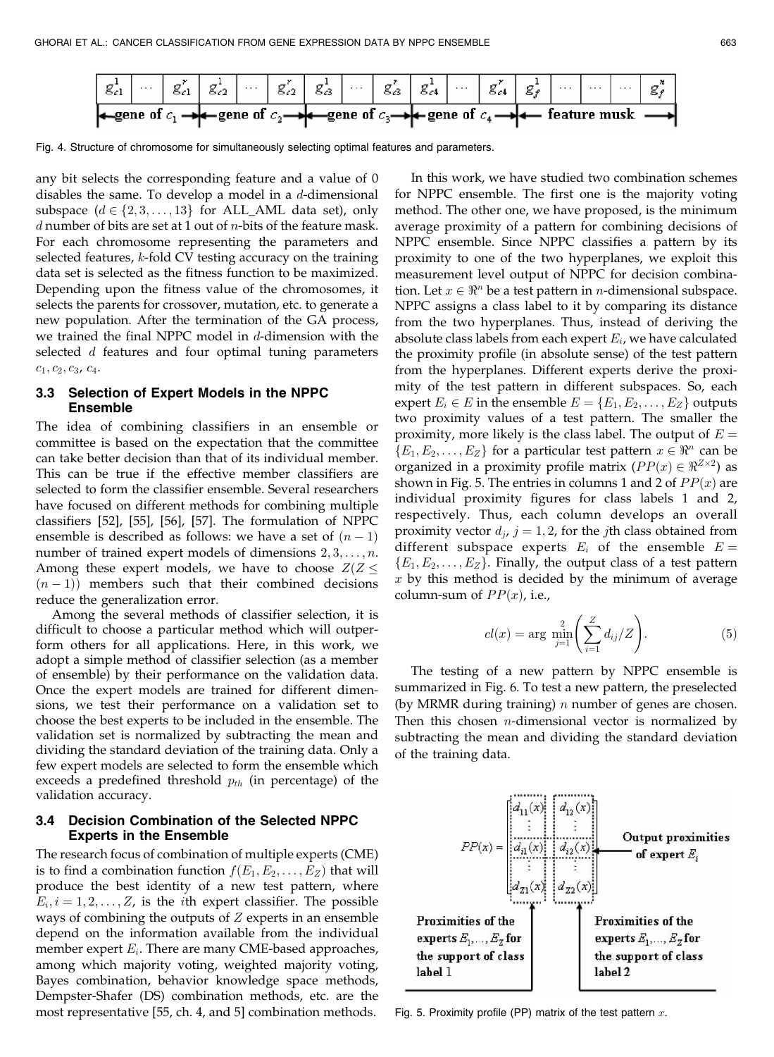Fig. 4. Structure of chromosome for simultaneously selecting optimal features and parameters.

any bit selects the corresponding feature and a value of 0 disables the same. To develop a model in a $d$-dimensional subspace ($d \in \{2, 3, \ldots, 13\}$ for ALL_AML data set), only $d$ number of bits are set at 1 out of $n$-bits of the feature mask. For each chromosome representing the parameters and selected features, $k$-fold CV testing accuracy on the training data set is selected as the fitness function to be maximized. Depending upon the fitness value of the chromosomes, it selects the parents for crossover, mutation, etc. to generate a new population. After the termination of the GA process, we trained the final NPPC model in $d$-dimension with the selected $d$ features and four optimal tuning parameters $c_1, c_2, c_3, c_4$.

### 3.3 Selection of Expert Models in the NPPC Ensemble

The idea of combining classifiers in an ensemble or committee is based on the expectation that the committee can take better decision than that of its individual member. This can be true if the effective member classifiers are selected to form the classifier ensemble. Several researchers have focused on different methods for combining multiple classifiers [52], [55], [56], [57]. The formulation of NPPC ensemble is described as follows: we have a set of $(n-1)$ number of trained expert models of dimensions $2, 3, \ldots, n$. Among these expert models, we have to choose $Z (Z \leq (n-1))$ members such that their combined decisions reduce the generalization error.

Among the several methods of classifier selection, it is difficult to choose a particular method which will outperform others for all applications. Here, in this work, we adopt a simple method of classifier selection (as a member of ensemble) by their performance on the validation data. Once the expert models are trained for different dimensions, we test their performance on a validation set to choose the best experts to be included in the ensemble. The validation set is normalized by subtracting the mean and dividing the standard deviation of the training data. Only a few expert models are selected to form the ensemble which exceeds a predefined threshold $p_{th}$ (in percentage) of the validation accuracy.

### 3.4 Decision Combination of the Selected NPPC Experts in the Ensemble

The research focus of combination of multiple experts (CME) is to find a combination function $f(E_1, E_2, \ldots, E_Z)$ that will produce the best identity of a new test pattern, where $E_i, i = 1, 2, \ldots, Z$, is the $i$th expert classifier. The possible ways of combining the outputs of $Z$ experts in an ensemble depend on the information available from the individual member expert $E_i$. There are many CME-based approaches, among which majority voting, weighted majority voting, Bayes combination, behavior knowledge space methods, Dempster-Shafer (DS) combination methods, etc. are the most representative [55, ch. 4, and 5] combination methods.

In this work, we have studied two combination schemes for NPPC ensemble. The first one is the majority voting method. The other one, we have proposed, is the minimum average proximity of a pattern for combining decisions of NPPC ensemble. Since NPPC classifies a pattern by its proximity to one of the two hyperplanes, we exploit this measurement level output of NPPC for decision combination. Let $x \in \Re^n$ be a test pattern in $n$-dimensional subspace. NPPC assigns a class label to it by comparing its distance from the two hyperplanes. Thus, instead of deriving the absolute class labels from each expert $E_i$, we have calculated the proximity profile (in absolute sense) of the test pattern from the hyperplanes. Different experts derive the proximity of the test pattern in different subspaces. So, each expert $E_i \in E$ in the ensemble $E = \{E_1, E_2, \ldots, E_Z\}$ outputs two proximity values of a test pattern. The smaller the proximity, more likely is the class label. The output of $E = \{E_1, E_2, \ldots, E_Z\}$ for a particular test pattern $x \in \Re^n$ can be organized in a proximity profile matrix ($PP(x) \in \Re^{Z \times 2}$) as shown in Fig. 5. The entries in columns 1 and 2 of $PP(x)$ are individual proximity figures for class labels 1 and 2, respectively. Thus, each column develops an overall proximity vector $d_j$, $j = 1, 2$, for the $j$th class obtained from different subspace experts $E_i$ of the ensemble $E = \{E_1, E_2, \ldots, E_Z\}$. Finally, the output class of a test pattern $x$ by this method is decided by the minimum of average column-sum of $PP(x)$, i.e.,

$$cl(x) = \arg \min_{j=1}^{2} \left( \sum_{i=1}^{Z} d_{ij}/Z \right). \tag{5}$$

The testing of a new pattern by NPPC ensemble is summarized in Fig. 6. To test a new pattern, the preselected (by MRMR during training) $n$ number of genes are chosen. Then this chosen $n$-dimensional vector is normalized by subtracting the mean and dividing the standard deviation of the training data.

Fig. 5. Proximity profile (PP) matrix of the test pattern $x$.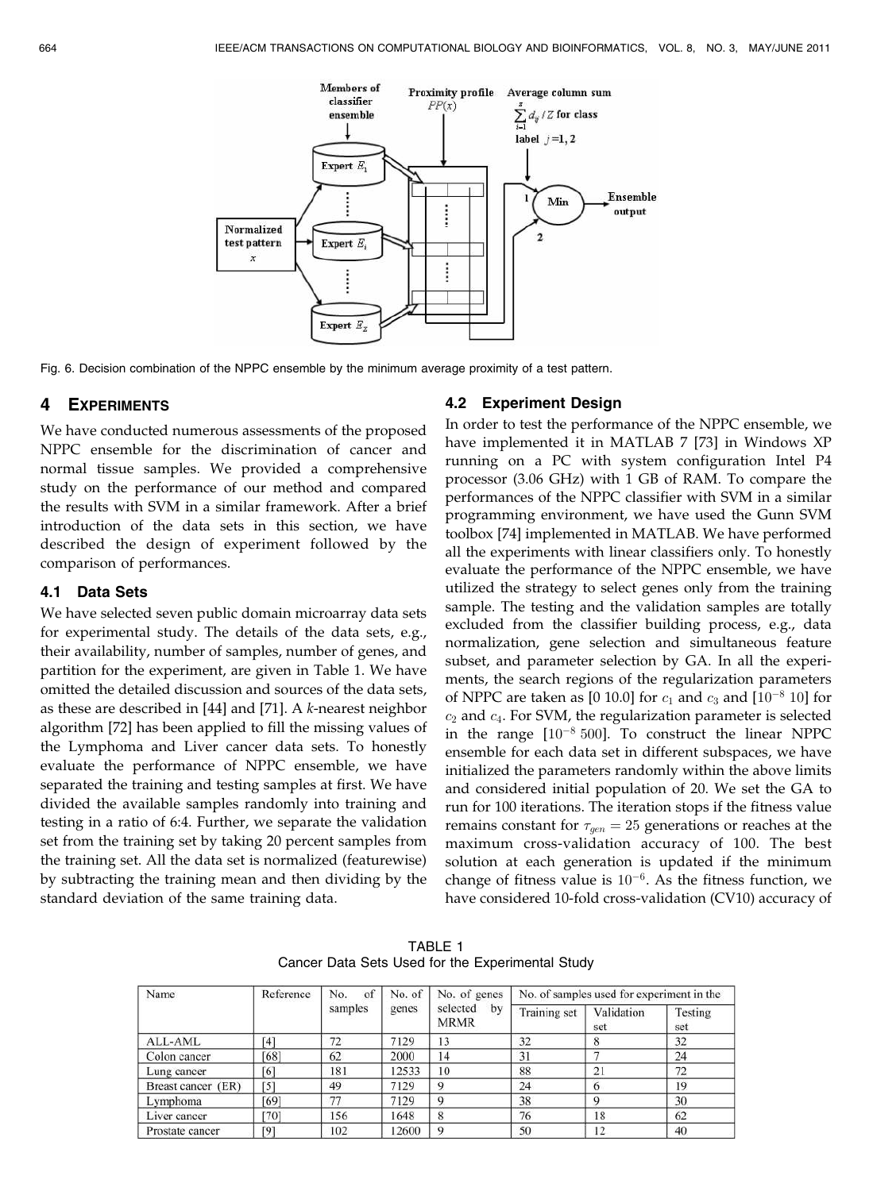Fig. 6. Decision combination of the NPPC ensemble by the minimum average proximity of a test pattern.

## 4 Experiments

We have conducted numerous assessments of the proposed NPPC ensemble for the discrimination of cancer and normal tissue samples. We provided a comprehensive study on the performance of our method and compared the results with SVM in a similar framework. After a brief introduction of the data sets in this section, we have described the design of experiment followed by the comparison of performances.

### 4.1 Data Sets

We have selected seven public domain microarray data sets for experimental study. The details of the data sets, e.g., their availability, number of samples, number of genes, and partition for the experiment, are given in Table 1. We have omitted the detailed discussion and sources of the data sets, as these are described in [44] and [71]. A $k$-nearest neighbor algorithm [72] has been applied to fill the missing values of the Lymphoma and Liver cancer data sets. To honestly evaluate the performance of NPPC ensemble, we have separated the training and testing samples at first. We have divided the available samples randomly into training and testing in a ratio of 6:4. Further, we separate the validation set from the training set by taking 20 percent samples from the training set. All the data set is normalized (featurewise) by subtracting the training mean and then dividing by the standard deviation of the same training data.

### 4.2 Experiment Design

In order to test the performance of the NPPC ensemble, we have implemented it in MATLAB 7 [73] in Windows XP running on a PC with system configuration Intel P4 processor (3.06 GHz) with 1 GB of RAM. To compare the performances of the NPPC classifier with SVM in a similar programming environment, we have used the Gunn SVM toolbox [74] implemented in MATLAB. We have performed all the experiments with linear classifiers only. To honestly evaluate the performance of the NPPC ensemble, we have utilized the strategy to select genes only from the training sample. The testing and the validation samples are totally excluded from the classifier building process, e.g., data normalization, gene selection and simultaneous feature subset, and parameter selection by GA. In all the experiments, the search regions of the regularization parameters of NPPC are taken as [0 10.0] for $c_1$ and $c_3$ and $[10^{-8}\ 10]$ for $c_2$ and $c_4$. For SVM, the regularization parameter is selected in the range $[10^{-8}\ 500]$. To construct the linear NPPC ensemble for each data set in different subspaces, we have initialized the parameters randomly within the above limits and considered initial population of 20. We set the GA to run for 100 iterations. The iteration stops if the fitness value remains constant for $\tau_{gen} = 25$ generations or reaches at the maximum cross-validation accuracy of 100. The best solution at each generation is updated if the minimum change of fitness value is $10^{-6}$. As the fitness function, we have considered 10-fold cross-validation (CV10) accuracy of

TABLE 1
Cancer Data Sets Used for the Experimental Study

| Name | Reference | No. of samples | No. of genes | No. of genes selected by MRMR | No. of samples used for experiment in the | | |
|---|---|---|---|---|---|---|---|
| | | | | | Training set | Validation set | Testing set |
| ALL-AML | [4] | 72 | 7129 | 13 | 32 | 8 | 32 |
| Colon cancer | [68] | 62 | 2000 | 14 | 31 | 7 | 24 |
| Lung cancer | [6] | 181 | 12533 | 10 | 88 | 21 | 72 |
| Breast cancer (ER) | [5] | 49 | 7129 | 9 | 24 | 6 | 19 |
| Lymphoma | [69] | 77 | 7129 | 9 | 38 | 9 | 30 |
| Liver cancer | [70] | 156 | 1648 | 8 | 76 | 18 | 62 |
| Prostate cancer | [9] | 102 | 12600 | 9 | 50 | 12 | 40 |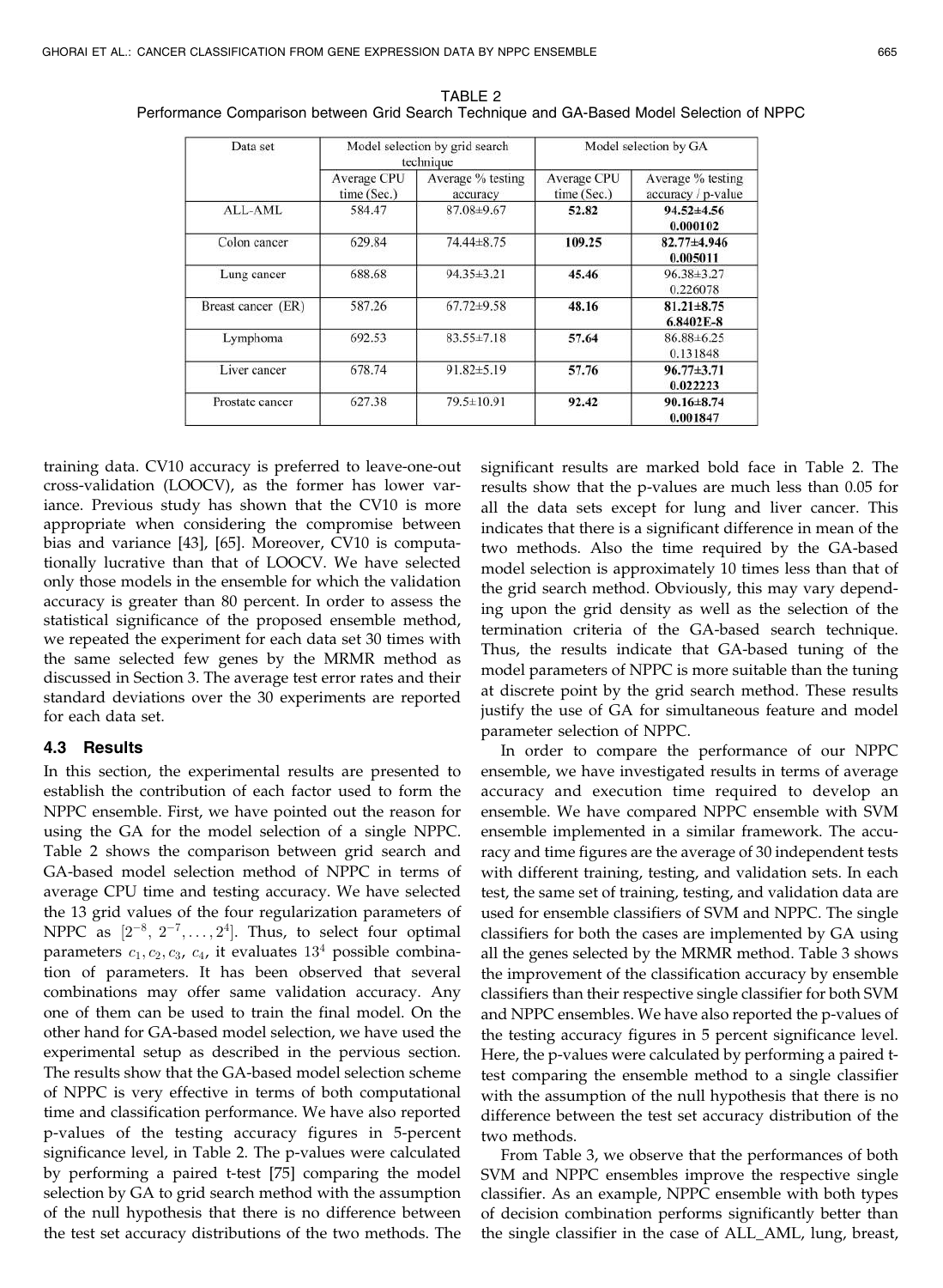TABLE 2
Performance Comparison between Grid Search Technique and GA-Based Model Selection of NPPC

| Data set | Model selection by grid search technique | | Model selection by GA | |
|---|---|---|---|---|
| | Average CPU time (Sec.) | Average % testing accuracy | Average CPU time (Sec.) | Average % testing accuracy / p-value |
| ALL-AML | 584.47 | 87.08±9.67 | **52.82** | **94.52±4.56** **0.000102** |
| Colon cancer | 629.84 | 74.44±8.75 | **109.25** | **82.77±4.946** **0.005011** |
| Lung cancer | 688.68 | 94.35±3.21 | **45.46** | 96.38±3.27 0.226078 |
| Breast cancer (ER) | 587.26 | 67.72±9.58 | **48.16** | **81.21±8.75** **6.8402E-8** |
| Lymphoma | 692.53 | 83.55±7.18 | **57.64** | 86.88±6.25 0.131848 |
| Liver cancer | 678.74 | 91.82±5.19 | **57.76** | **96.77±3.71** **0.022223** |
| Prostate cancer | 627.38 | 79.5±10.91 | **92.42** | **90.16±8.74** **0.001847** |

training data. CV10 accuracy is preferred to leave-one-out cross-validation (LOOCV), as the former has lower variance. Previous study has shown that the CV10 is more appropriate when considering the compromise between bias and variance [43], [65]. Moreover, CV10 is computationally lucrative than that of LOOCV. We have selected only those models in the ensemble for which the validation accuracy is greater than 80 percent. In order to assess the statistical significance of the proposed ensemble method, we repeated the experiment for each data set 30 times with the same selected few genes by the MRMR method as discussed in Section 3. The average test error rates and their standard deviations over the 30 experiments are reported for each data set.

### 4.3 Results

In this section, the experimental results are presented to establish the contribution of each factor used to form the NPPC ensemble. First, we have pointed out the reason for using the GA for the model selection of a single NPPC. Table 2 shows the comparison between grid search and GA-based model selection method of NPPC in terms of average CPU time and testing accuracy. We have selected the 13 grid values of the four regularization parameters of NPPC as $[2^{-8}, 2^{-7}, \ldots, 2^{4}]$. Thus, to select four optimal parameters $c_1, c_2, c_3$, $c_4$, it evaluates $13^4$ possible combination of parameters. It has been observed that several combinations may offer same validation accuracy. Any one of them can be used to train the final model. On the other hand for GA-based model selection, we have used the experimental setup as described in the pervious section. The results show that the GA-based model selection scheme of NPPC is very effective in terms of both computational time and classification performance. We have also reported p-values of the testing accuracy figures in 5-percent significance level, in Table 2. The p-values were calculated by performing a paired t-test [75] comparing the model selection by GA to grid search method with the assumption of the null hypothesis that there is no difference between the test set accuracy distributions of the two methods. The significant results are marked bold face in Table 2. The results show that the p-values are much less than 0.05 for all the data sets except for lung and liver cancer. This indicates that there is a significant difference in mean of the two methods. Also the time required by the GA-based model selection is approximately 10 times less than that of the grid search method. Obviously, this may vary depending upon the grid density as well as the selection of the termination criteria of the GA-based search technique. Thus, the results indicate that GA-based tuning of the model parameters of NPPC is more suitable than the tuning at discrete point by the grid search method. These results justify the use of GA for simultaneous feature and model parameter selection of NPPC.

In order to compare the performance of our NPPC ensemble, we have investigated results in terms of average accuracy and execution time required to develop an ensemble. We have compared NPPC ensemble with SVM ensemble implemented in a similar framework. The accuracy and time figures are the average of 30 independent tests with different training, testing, and validation sets. In each test, the same set of training, testing, and validation data are used for ensemble classifiers of SVM and NPPC. The single classifiers for both the cases are implemented by GA using all the genes selected by the MRMR method. Table 3 shows the improvement of the classification accuracy by ensemble classifiers than their respective single classifier for both SVM and NPPC ensembles. We have also reported the p-values of the testing accuracy figures in 5 percent significance level. Here, the p-values were calculated by performing a paired t-test comparing the ensemble method to a single classifier with the assumption of the null hypothesis that there is no difference between the test set accuracy distribution of the two methods.

From Table 3, we observe that the performances of both SVM and NPPC ensembles improve the respective single classifier. As an example, NPPC ensemble with both types of decision combination performs significantly better than the single classifier in the case of ALL_AML, lung, breast,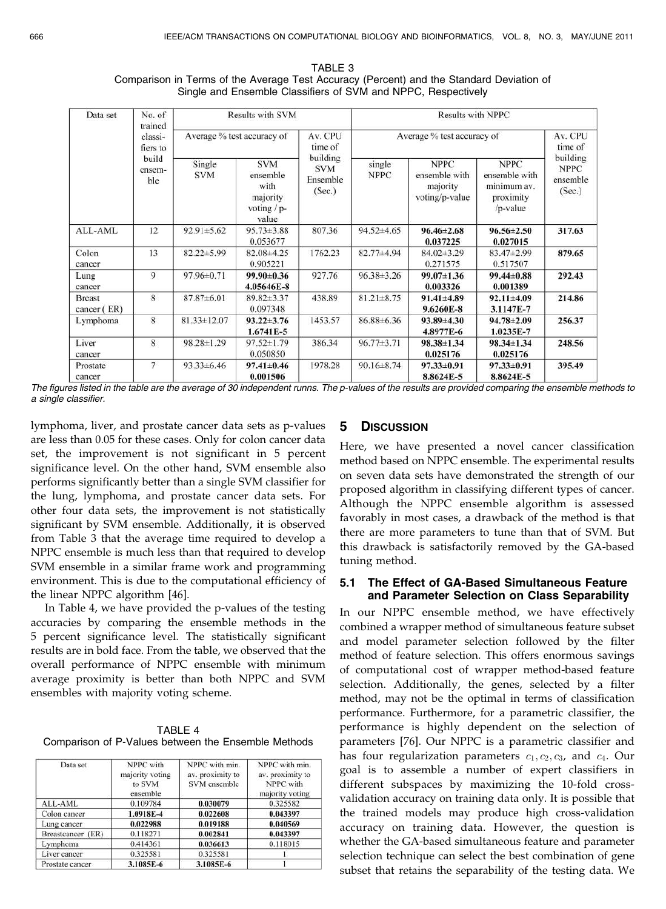TABLE 3
Comparison in Terms of the Average Test Accuracy (Percent) and the Standard Deviation of Single and Ensemble Classifiers of SVM and NPPC, Respectively

| Data set | No. of trained classi-fiers to build ensem-ble | Results with SVM | | | Results with NPPC | | | |
|---|---|---|---|---|---|---|---|---|
| | | Average % test accuracy of | | Av. CPU time of building SVM Ensemble (Sec.) | Average % test accuracy of | | | Av. CPU time of building NPPC ensemble (Sec.) |
| | | Single SVM | SVM ensemble with majority voting / p-value | | single NPPC | NPPC ensemble with majority voting/p-value | NPPC ensemble with minimum av. proximity /p-value | |
| ALL-AML | 12 | 92.91±5.62 | 95.73±3.88 0.053677 | 807.36 | 94.52±4.65 | **96.46±2.68 0.037225** | **96.56±2.50 0.027015** | **317.63** |
| Colon cancer | 13 | 82.22±5.99 | 82.08±4.25 0.905221 | 1762.23 | 82.77±4.94 | 84.02±3.29 0.271575 | 83.47±2.99 0.517507 | **879.65** |
| Lung cancer | 9 | 97.96±0.71 | **99.90±0.36 4.05646E-8** | 927.76 | 96.38±3.26 | **99.07±1.36 0.003326** | **99.44±0.88 0.001389** | **292.43** |
| Breast cancer ( ER) | 8 | 87.87±6.01 | 89.82±3.37 0.097348 | 438.89 | 81.21±8.75 | **91.41±4.89 9.6260E-8** | **92.11±4.09 3.1147E-7** | **214.86** |
| Lymphoma | 8 | 81.33±12.07 | **93.22±3.76 1.6741E-5** | 1453.57 | 86.88±6.36 | **93.89±4.30 4.8977E-6** | **94.78±2.09 1.0235E-7** | **256.37** |
| Liver cancer | 8 | 98.28±1.29 | 97.52±1.79 0.050850 | 386.34 | 96.77±3.71 | **98.38±1.34 0.025176** | **98.34±1.34 0.025176** | **248.56** |
| Prostate cancer | 7 | 93.33±6.46 | **97.41±0.46 0.001506** | 1978.28 | 90.16±8.74 | **97.33±0.91 8.8624E-5** | **97.33±0.91 8.8624E-5** | **395.49** |

*The figures listed in the table are the average of 30 independent runns. The p-values of the results are provided comparing the ensemble methods to a single classifier.*

lymphoma, liver, and prostate cancer data sets as p-values are less than 0.05 for these cases. Only for colon cancer data set, the improvement is not significant in 5 percent significance level. On the other hand, SVM ensemble also performs significantly better than a single SVM classifier for the lung, lymphoma, and prostate cancer data sets. For other four data sets, the improvement is not statistically significant by SVM ensemble. Additionally, it is observed from Table 3 that the average time required to develop a NPPC ensemble is much less than that required to develop SVM ensemble in a similar frame work and programming environment. This is due to the computational efficiency of the linear NPPC algorithm [46].

In Table 4, we have provided the p-values of the testing accuracies by comparing the ensemble methods in the 5 percent significance level. The statistically significant results are in bold face. From the table, we observed that the overall performance of NPPC ensemble with minimum average proximity is better than both NPPC and SVM ensembles with majority voting scheme.

TABLE 4
Comparison of P-Values between the Ensemble Methods

| Data set | NPPC with majority voting to SVM ensemble | NPPC with min. av. proximity to SVM ensemble | NPPC with min. av. proximity to NPPC with majority voting |
|---|---|---|---|
| ALL-AML | 0.109784 | **0.030079** | 0.325582 |
| Colon cancer | **1.0918E-4** | **0.022608** | **0.043397** |
| Lung cancer | **0.022988** | **0.019188** | **0.040569** |
| Breastcancer (ER) | 0.118271 | **0.002841** | **0.043397** |
| Lymphoma | 0.414361 | **0.036613** | 0.118015 |
| Liver cancer | 0.325581 | 0.325581 | 1 |
| Prostate cancer | **3.1085E-6** | **3.1085E-6** | 1 |

## 5 Discussion

Here, we have presented a novel cancer classification method based on NPPC ensemble. The experimental results on seven data sets have demonstrated the strength of our proposed algorithm in classifying different types of cancer. Although the NPPC ensemble algorithm is assessed favorably in most cases, a drawback of the method is that there are more parameters to tune than that of SVM. But this drawback is satisfactorily removed by the GA-based tuning method.

### 5.1 The Effect of GA-Based Simultaneous Feature and Parameter Selection on Class Separability

In our NPPC ensemble method, we have effectively combined a wrapper method of simultaneous feature subset and model parameter selection followed by the filter method of feature selection. This offers enormous savings of computational cost of wrapper method-based feature selection. Additionally, the genes, selected by a filter method, may not be the optimal in terms of classification performance. Furthermore, for a parametric classifier, the performance is highly dependent on the selection of parameters [76]. Our NPPC is a parametric classifier and has four regularization parameters $c_1, c_2, c_3$, and $c_4$. Our goal is to assemble a number of expert classifiers in different subspaces by maximizing the 10-fold cross-validation accuracy on training data only. It is possible that the trained models may produce high cross-validation accuracy on training data. However, the question is whether the GA-based simultaneous feature and parameter selection technique can select the best combination of gene subset that retains the separability of the testing data. We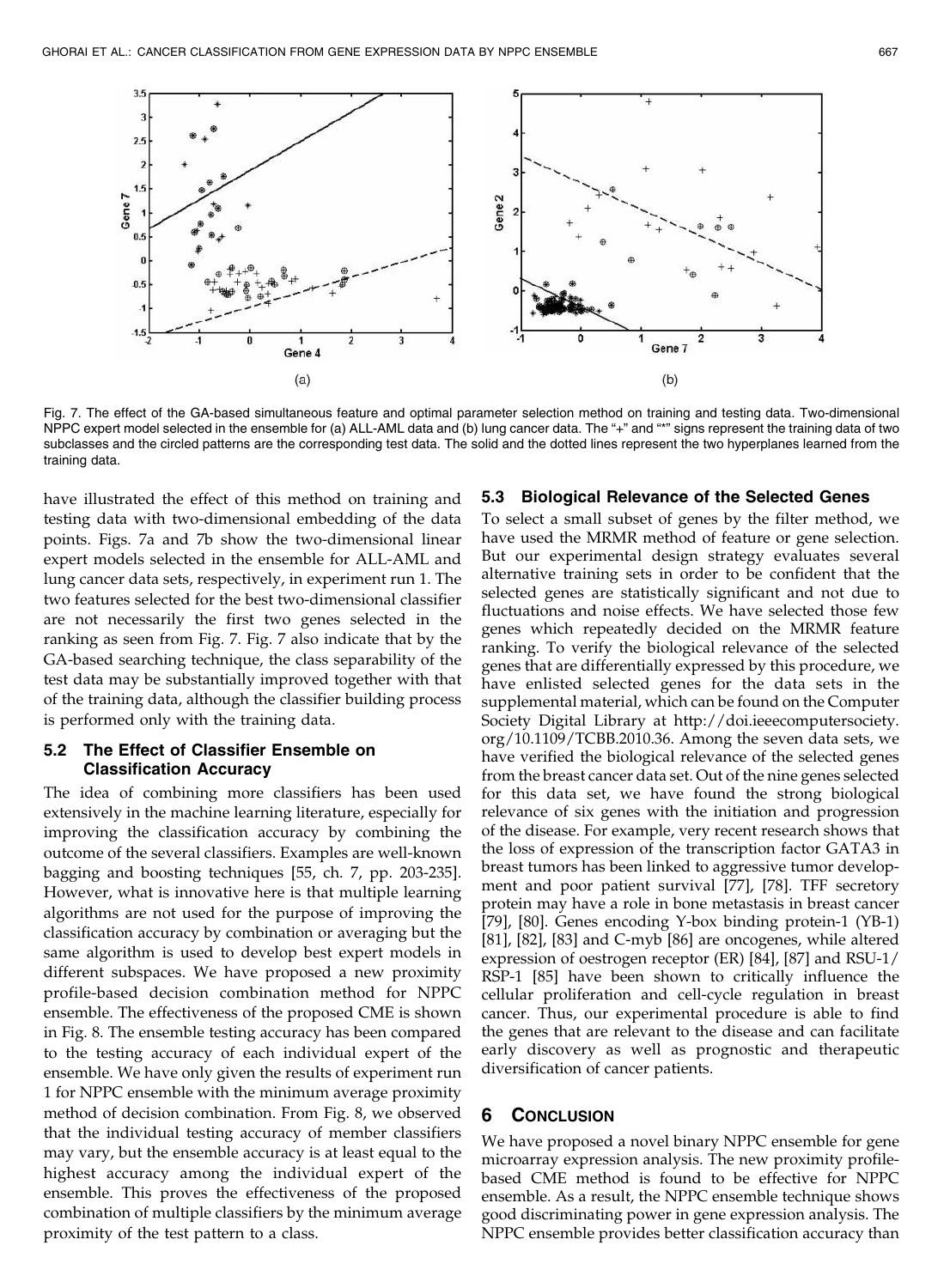Fig. 7. The effect of the GA-based simultaneous feature and optimal parameter selection method on training and testing data. Two-dimensional NPPC expert model selected in the ensemble for (a) ALL-AML data and (b) lung cancer data. The "+" and "*" signs represent the training data of two subclasses and the circled patterns are the corresponding test data. The solid and the dotted lines represent the two hyperplanes learned from the training data.

have illustrated the effect of this method on training and testing data with two-dimensional embedding of the data points. Figs. 7a and 7b show the two-dimensional linear expert models selected in the ensemble for ALL-AML and lung cancer data sets, respectively, in experiment run 1. The two features selected for the best two-dimensional classifier are not necessarily the first two genes selected in the ranking as seen from Fig. 7. Fig. 7 also indicate that by the GA-based searching technique, the class separability of the test data may be substantially improved together with that of the training data, although the classifier building process is performed only with the training data.

### 5.2 The Effect of Classifier Ensemble on Classification Accuracy

The idea of combining more classifiers has been used extensively in the machine learning literature, especially for improving the classification accuracy by combining the outcome of the several classifiers. Examples are well-known bagging and boosting techniques [55, ch. 7, pp. 203-235]. However, what is innovative here is that multiple learning algorithms are not used for the purpose of improving the classification accuracy by combination or averaging but the same algorithm is used to develop best expert models in different subspaces. We have proposed a new proximity profile-based decision combination method for NPPC ensemble. The effectiveness of the proposed CME is shown in Fig. 8. The ensemble testing accuracy has been compared to the testing accuracy of each individual expert of the ensemble. We have only given the results of experiment run 1 for NPPC ensemble with the minimum average proximity method of decision combination. From Fig. 8, we observed that the individual testing accuracy of member classifiers may vary, but the ensemble accuracy is at least equal to the highest accuracy among the individual expert of the ensemble. This proves the effectiveness of the proposed combination of multiple classifiers by the minimum average proximity of the test pattern to a class.

### 5.3 Biological Relevance of the Selected Genes

To select a small subset of genes by the filter method, we have used the MRMR method of feature or gene selection. But our experimental design strategy evaluates several alternative training sets in order to be confident that the selected genes are statistically significant and not due to fluctuations and noise effects. We have selected those few genes which repeatedly decided on the MRMR feature ranking. To verify the biological relevance of the selected genes that are differentially expressed by this procedure, we have enlisted selected genes for the data sets in the supplemental material, which can be found on the Computer Society Digital Library at http://doi.ieeecomputersociety.org/10.1109/TCBB.2010.36. Among the seven data sets, we have verified the biological relevance of the selected genes from the breast cancer data set. Out of the nine genes selected for this data set, we have found the strong biological relevance of six genes with the initiation and progression of the disease. For example, very recent research shows that the loss of expression of the transcription factor GATA3 in breast tumors has been linked to aggressive tumor development and poor patient survival [77], [78]. TFF secretory protein may have a role in bone metastasis in breast cancer [79], [80]. Genes encoding Y-box binding protein-1 (YB-1) [81], [82], [83] and C-myb [86] are oncogenes, while altered expression of oestrogen receptor (ER) [84], [87] and RSU-1/RSP-1 [85] have been shown to critically influence the cellular proliferation and cell-cycle regulation in breast cancer. Thus, our experimental procedure is able to find the genes that are relevant to the disease and can facilitate early discovery as well as prognostic and therapeutic diversification of cancer patients.

## 6 Conclusion

We have proposed a novel binary NPPC ensemble for gene microarray expression analysis. The new proximity profile-based CME method is found to be effective for NPPC ensemble. As a result, the NPPC ensemble technique shows good discriminating power in gene expression analysis. The NPPC ensemble provides better classification accuracy than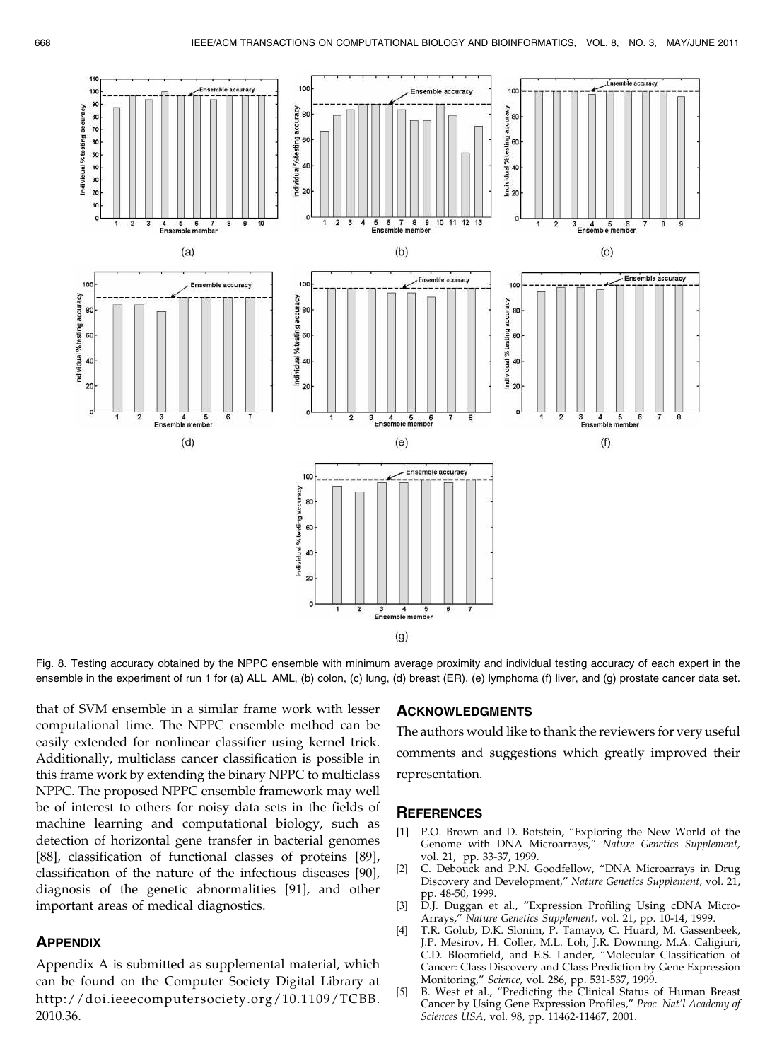Fig. 8. Testing accuracy obtained by the NPPC ensemble with minimum average proximity and individual testing accuracy of each expert in the ensemble in the experiment of run 1 for (a) ALL_AML, (b) colon, (c) lung, (d) breast (ER), (e) lymphoma (f) liver, and (g) prostate cancer data set.

that of SVM ensemble in a similar frame work with lesser computational time. The NPPC ensemble method can be easily extended for nonlinear classifier using kernel trick. Additionally, multiclass cancer classification is possible in this frame work by extending the binary NPPC to multiclass NPPC. The proposed NPPC ensemble framework may well be of interest to others for noisy data sets in the fields of machine learning and computational biology, such as detection of horizontal gene transfer in bacterial genomes [88], classification of functional classes of proteins [89], classification of the nature of the infectious diseases [90], diagnosis of the genetic abnormalities [91], and other important areas of medical diagnostics.

## APPENDIX

Appendix A is submitted as supplemental material, which can be found on the Computer Society Digital Library at http://doi.ieeecomputersociety.org/10.1109/TCBB.2010.36.

## ACKNOWLEDGMENTS

The authors would like to thank the reviewers for very useful comments and suggestions which greatly improved their representation.

## REFERENCES

[1] P.O. Brown and D. Botstein, "Exploring the New World of the Genome with DNA Microarrays," *Nature Genetics Supplement*, vol. 21, pp. 33-37, 1999.

[2] C. Debouck and P.N. Goodfellow, "DNA Microarrays in Drug Discovery and Development," *Nature Genetics Supplement*, vol. 21, pp. 48-50, 1999.

[3] D.J. Duggan et al., "Expression Profiling Using cDNA Micro-Arrays," *Nature Genetics Supplement*, vol. 21, pp. 10-14, 1999.

[4] T.R. Golub, D.K. Slonim, P. Tamayo, C. Huard, M. Gassenbeek, J.P. Mesirov, H. Coller, M.L. Loh, J.R. Downing, M.A. Caligiuri, C.D. Bloomfield, and E.S. Lander, "Molecular Classification of Cancer: Class Discovery and Class Prediction by Gene Expression Monitoring," *Science*, vol. 286, pp. 531-537, 1999.

[5] B. West et al., "Predicting the Clinical Status of Human Breast Cancer by Using Gene Expression Profiles," *Proc. Nat'l Academy of Sciences USA*, vol. 98, pp. 11462-11467, 2001.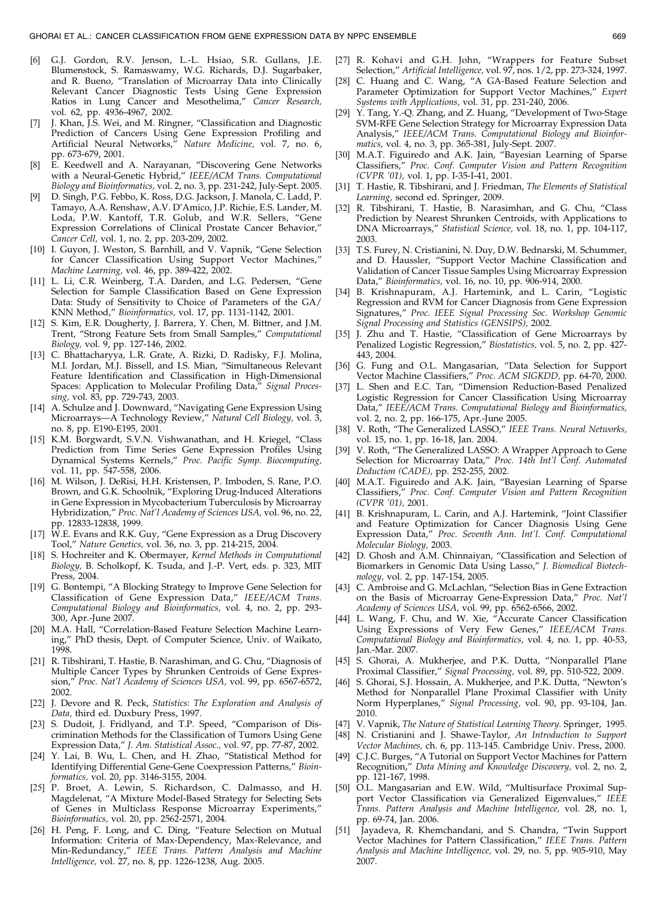[6] G.J. Gordon, R.V. Jenson, L.-L. Hsiao, S.R. Gullans, J.E. Blumenstock, S. Ramaswamy, W.G. Richards, D.J. Sugarbaker, and R. Bueno, "Translation of Microarray Data into Clinically Relevant Cancer Diagnostic Tests Using Gene Expression Ratios in Lung Cancer and Mesothelima," *Cancer Research,* vol. 62, pp. 4936-4967, 2002.

[7] J. Khan, J.S. Wei, and M. Ringner, "Classification and Diagnostic Prediction of Cancers Using Gene Expression Profiling and Artificial Neural Networks," *Nature Medicine,* vol. 7, no. 6, pp. 673-679, 2001.

[8] E. Keedwell and A. Narayanan, "Discovering Gene Networks with a Neural-Genetic Hybrid," *IEEE/ACM Trans. Computational Biology and Bioinformatics,* vol. 2, no. 3, pp. 231-242, July-Sept. 2005.

[9] D. Singh, P.G. Febbo, K. Ross, D.G. Jackson, J. Manola, C. Ladd, P. Tamayo, A.A. Renshaw, A.V. D'Amico, J.P. Richie, E.S. Lander, M. Loda, P.W. Kantoff, T.R. Golub, and W.R. Sellers, "Gene Expression Correlations of Clinical Prostate Cancer Behavior," *Cancer Cell,* vol. 1, no. 2, pp. 203-209, 2002.

[10] I. Guyon, J. Weston, S. Barnhill, and V. Vapnik, "Gene Selection for Cancer Classification Using Support Vector Machines," *Machine Learning,* vol. 46, pp. 389-422, 2002.

[11] L. Li, C.R. Weinberg, T.A. Darden, and L.G. Pedersen, "Gene Selection for Sample Classification Based on Gene Expression Data: Study of Sensitivity to Choice of Parameters of the GA/KNN Method," *Bioinformatics,* vol. 17, pp. 1131-1142, 2001.

[12] S. Kim, E.R. Dougherty, J. Barrera, Y. Chen, M. Bittner, and J.M. Trent, "Strong Feature Sets from Small Samples," *Computational Biology,* vol. 9, pp. 127-146, 2002.

[13] C. Bhattacharyya, L.R. Grate, A. Rizki, D. Radisky, F.J. Molina, M.I. Jordan, M.J. Bissell, and I.S. Mian, "Simultaneous Relevant Feature Identification and Classification in High-Dimensional Spaces: Application to Molecular Profiling Data," *Signal Processing,* vol. 83, pp. 729-743, 2003.

[14] A. Schulze and J. Downward, "Navigating Gene Expression Using Microarrays—A Technology Review," *Natural Cell Biology,* vol. 3, no. 8, pp. E190-E195, 2001.

[15] K.M. Borgwardt, S.V.N. Vishwanathan, and H. Kriegel, "Class Prediction from Time Series Gene Expression Profiles Using Dynamical Systems Kernels," *Proc. Pacific Symp. Biocomputing,* vol. 11, pp. 547-558, 2006.

[16] M. Wilson, J. DeRisi, H.H. Kristensen, P. Imboden, S. Rane, P.O. Brown, and G.K. Schoolnik, "Exploring Drug-Induced Alterations in Gene Expression in Mycobacterium Tuberculosis by Microarray Hybridization," *Proc. Nat'l Academy of Sciences USA,* vol. 96, no. 22, pp. 12833-12838, 1999.

[17] W.E. Evans and R.K. Guy, "Gene Expression as a Drug Discovery Tool," *Nature Genetics,* vol. 36, no. 3, pp. 214-215, 2004.

[18] S. Hochreiter and K. Obermayer, *Kernel Methods in Computational Biology,* B. Scholkopf, K. Tsuda, and J.-P. Vert, eds. p. 323, MIT Press, 2004.

[19] G. Bontempi, "A Blocking Strategy to Improve Gene Selection for Classification of Gene Expression Data," *IEEE/ACM Trans. Computational Biology and Bioinformatics,* vol. 4, no. 2, pp. 293-300, Apr.-June 2007.

[20] M.A. Hall, "Correlation-Based Feature Selection Machine Learning," PhD thesis, Dept. of Computer Science, Univ. of Waikato, 1998.

[21] R. Tibshirani, T. Hastie, B. Narashiman, and G. Chu, "Diagnosis of Multiple Cancer Types by Shrunken Centroids of Gene Expression," *Proc. Nat'l Academy of Sciences USA,* vol. 99, pp. 6567-6572, 2002.

[22] J. Devore and R. Peck, *Statistics: The Exploration and Analysis of Data,* third ed. Duxbury Press, 1997.

[23] S. Dudoit, J. Fridlyand, and T.P. Speed, "Comparison of Discrimination Methods for the Classification of Tumors Using Gene Expression Data," *J. Am. Statistical Assoc.,* vol. 97, pp. 77-87, 2002.

[24] Y. Lai, B. Wu, L. Chen, and H. Zhao, "Statistical Method for Identifying Differential Gene-Gene Coexpression Patterns," *Bioinformatics,* vol. 20, pp. 3146-3155, 2004.

[25] P. Broet, A. Lewin, S. Richardson, C. Dalmasso, and H. Magdelenat, "A Mixture Model-Based Strategy for Selecting Sets of Genes in Multiclass Response Microarray Experiments," *Bioinformatics,* vol. 20, pp. 2562-2571, 2004.

[26] H. Peng, F. Long, and C. Ding, "Feature Selection on Mutual Information: Criteria of Max-Dependency, Max-Relevance, and Min-Redundancy," *IEEE Trans. Pattern Analysis and Machine Intelligence,* vol. 27, no. 8, pp. 1226-1238, Aug. 2005.

[27] R. Kohavi and G.H. John, "Wrappers for Feature Subset Selection," *Artificial Intelligence,* vol. 97, nos. 1/2, pp. 273-324, 1997.

[28] C. Huang and C. Wang, "A GA-Based Feature Selection and Parameter Optimization for Support Vector Machines," *Expert Systems with Applications,* vol. 31, pp. 231-240, 2006.

[29] Y. Tang, Y.-Q. Zhang, and Z. Huang, "Development of Two-Stage SVM-RFE Gene Selection Strategy for Microarray Expression Data Analysis," *IEEE/ACM Trans. Computational Biology and Bioinformatics,* vol. 4, no. 3, pp. 365-381, July-Sept. 2007.

[30] M.A.T. Figuiredo and A.K. Jain, "Bayesian Learning of Sparse Classifiers," *Proc. Conf. Computer Vision and Pattern Recognition (CVPR '01),* vol. 1, pp. I-35-I-41, 2001.

[31] T. Hastie, R. Tibshirani, and J. Friedman, *The Elements of Statistical Learning,* second ed. Springer, 2009.

[32] R. Tibshirani, T. Hastie, B. Narasimhan, and G. Chu, "Class Prediction by Nearest Shrunken Centroids, with Applications to DNA Microarrays," *Statistical Science,* vol. 18, no. 1, pp. 104-117, 2003.

[33] T.S. Furey, N. Cristianini, N. Duy, D.W. Bednarski, M. Schummer, and D. Haussler, "Support Vector Machine Classification and Validation of Cancer Tissue Samples Using Microarray Expression Data," *Bioinformatics,* vol. 16, no. 10, pp. 906-914, 2000.

[34] B. Krishnapuram, A.J. Hartemink, and L. Carin, "Logistic Regression and RVM for Cancer Diagnosis from Gene Expression Signatures," *Proc. IEEE Signal Processing Soc. Workshop Genomic Signal Processing and Statistics (GENSIPS),* 2002.

[35] J. Zhu and T. Hastie, "Classification of Gene Microarrays by Penalized Logistic Regression," *Biostatistics,* vol. 5, no. 2, pp. 427-443, 2004.

[36] G. Fung and O.L. Mangasarian, "Data Selection for Support Vector Machine Classifiers," *Proc. ACM SIGKDD,* pp. 64-70, 2000.

[37] L. Shen and E.C. Tan, "Dimension Reduction-Based Penalized Logistic Regression for Cancer Classification Using Microarray Data," *IEEE/ACM Trans. Computational Biology and Bioinformatics,* vol. 2, no. 2, pp. 166-175, Apr.-June 2005.

[38] V. Roth, "The Generalized LASSO," *IEEE Trans. Neural Networks,* vol. 15, no. 1, pp. 16-18, Jan. 2004.

[39] V. Roth, "The Generalized LASSO: A Wrapper Approach to Gene Selection for Microarray Data," *Proc. 14th Int'l Conf. Automated Deduction (CADE),* pp. 252-255, 2002.

[40] M.A.T. Figuiredo and A.K. Jain, "Bayesian Learning of Sparse Classifiers," *Proc. Conf. Computer Vision and Pattern Recognition (CVPR '01),* 2001.

[41] B. Krishnapuram, L. Carin, and A.J. Hartemink, "Joint Classifier and Feature Optimization for Cancer Diagnosis Using Gene Expression Data," *Proc. Seventh Ann. Int'l. Conf. Computational Molecular Biology,* 2003.

[42] D. Ghosh and A.M. Chinnaiyan, "Classification and Selection of Biomarkers in Genomic Data Using Lasso," *J. Biomedical Biotechnology,* vol. 2, pp. 147-154, 2005.

[43] C. Ambroise and G. McLachlan, "Selection Bias in Gene Extraction on the Basis of Microarray Gene-Expression Data," *Proc. Nat'l Academy of Sciences USA,* vol. 99, pp. 6562-6566, 2002.

[44] L. Wang, F. Chu, and W. Xie, "Accurate Cancer Classification Using Expressions of Very Few Genes," *IEEE/ACM Trans. Computational Biology and Bioinformatics,* vol. 4, no. 1, pp. 40-53, Jan.-Mar. 2007.

[45] S. Ghorai, A. Mukherjee, and P.K. Dutta, "Nonparallel Plane Proximal Classifier," *Signal Processing,* vol. 89, pp. 510-522, 2009.

[46] S. Ghorai, S.J. Hossain, A. Mukherjee, and P.K. Dutta, "Newton's Method for Nonparallel Plane Proximal Classifier with Unity Norm Hyperplanes," *Signal Processing,* vol. 90, pp. 93-104, Jan. 2010.

[47] V. Vapnik, *The Nature of Statistical Learning Theory.* Springer, 1995.

[48] N. Cristianini and J. Shawe-Taylor, *An Introduction to Support Vector Machines,* ch. 6, pp. 113-145. Cambridge Univ. Press, 2000.

[49] C.J.C. Burges, "A Tutorial on Support Vector Machines for Pattern Recognition," *Data Mining and Knowledge Discovery,* vol. 2, no. 2, pp. 121-167, 1998.

[50] O.L. Mangasarian and E.W. Wild, "Multisurface Proximal Support Vector Classification via Generalized Eigenvalues," *IEEE Trans. Pattern Analysis and Machine Intelligence,* vol. 28, no. 1, pp. 69-74, Jan. 2006.

[51] Jayadeva, R. Khemchandani, and S. Chandra, "Twin Support Vector Machines for Pattern Classification," *IEEE Trans. Pattern Analysis and Machine Intelligence,* vol. 29, no. 5, pp. 905-910, May 2007.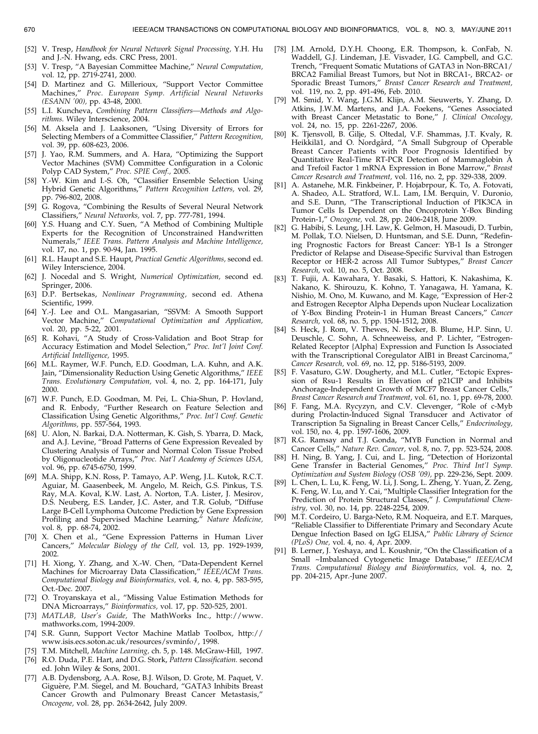[52] V. Tresp, *Handbook for Neural Network Signal Processing,* Y.H. Hu and J.-N. Hwang, eds. CRC Press, 2001.

[53] V. Tresp, "A Bayesian Committee Machine," *Neural Computation,* vol. 12, pp. 2719-2741, 2000.

[54] D. Martinez and G. Millerioux, "Support Vector Committee Machines," *Proc. European Symp. Artificial Neural Networks (ESANN '00),* pp. 43-48, 2000.

[55] L.I. Kuncheva, *Combining Pattern Classifiers—Methods and Algorithms.* Wiley Interscience, 2004.

[56] M. Aksela and J. Laaksonen, "Using Diversity of Errors for Selecting Members of a Committee Classifier," *Pattern Recognition,* vol. 39, pp. 608-623, 2006.

[57] J. Yao, R.M. Summers, and A. Hara, "Optimizing the Support Vector Machines (SVM) Committee Configuration in a Colonic Polyp CAD System," *Proc. SPIE Conf.,* 2005.

[58] Y.-W. Kim and I.-S. Oh, "Classifier Ensemble Selection Using Hybrid Genetic Algorithms," *Pattern Recognition Letters,* vol. 29, pp. 796-802, 2008.

[59] G. Rogova, "Combining the Results of Several Neural Network Classifiers," *Neural Networks,* vol. 7, pp. 777-781, 1994.

[60] Y.S. Huang and C.Y. Suen, "A Method of Combining Multiple Experts for the Recognition of Unconstrained Handwritten Numerals," *IEEE Trans. Pattern Analysis and Machine Intelligence,* vol. 17, no. 1, pp. 90-94, Jan. 1995.

[61] R.L. Haupt and S.E. Haupt, *Practical Genetic Algorithms,* second ed. Wiley Interscience, 2004.

[62] J. Nocedal and S. Wright, *Numerical Optimization,* second ed. Springer, 2006.

[63] D.P. Bertsekas, *Nonlinear Programming,* second ed. Athena Scientific, 1999.

[64] Y.-J. Lee and O.L. Mangasarian, "SSVM: A Smooth Support Vector Machine," *Computational Optimization and Application,* vol. 20, pp. 5-22, 2001.

[65] R. Kohavi, "A Study of Cross-Validation and Boot Strap for Accuracy Estimation and Model Selection," *Proc. Int'l Joint Conf. Artificial Intelligence,* 1995.

[66] M.L. Raymer, W.F. Punch, E.D. Goodman, L.A. Kuhn, and A.K. Jain, "Dimensionality Reduction Using Genetic Algorithms," *IEEE Trans. Evolutionary Computation,* vol. 4, no. 2, pp. 164-171, July 2000.

[67] W.F. Punch, E.D. Goodman, M. Pei, L. Chia-Shun, P. Hovland, and R. Enbody, "Further Research on Feature Selection and Classification Using Genetic Algorithms," *Proc. Int'l Conf. Genetic Algorithms,* pp. 557-564, 1993.

[68] U. Alon, N. Barkai, D.A. Notterman, K. Gish, S. Ybarra, D. Mack, and A.J. Levine, "Broad Patterns of Gene Expression Revealed by Clustering Analysis of Tumor and Normal Colon Tissue Probed by Oligonucleotide Arrays," *Proc. Nat'l Academy of Sciences USA,* vol. 96, pp. 6745-6750, 1999.

[69] M.A. Shipp, K.N. Ross, P. Tamayo, A.P. Weng, J.L. Kutok, R.C.T. Aguiar, M. Gaasenbeek, M. Angelo, M. Reich, G.S. Pinkus, T.S. Ray, M.A. Koval, K.W. Last, A. Norton, T.A. Lister, J. Mesirov, D.S. Neuberg, E.S. Lander, J.C. Aster, and T.R. Golub, "Diffuse Large B-Cell Lymphoma Outcome Prediction by Gene Expression Profiling and Supervised Machine Learning," *Nature Medicine,* vol. 8, pp. 68-74, 2002.

[70] X. Chen et al., "Gene Expression Patterns in Human Liver Cancers," *Molecular Biology of the Cell,* vol. 13, pp. 1929-1939, 2002.

[71] H. Xiong, Y. Zhang, and X.-W. Chen, "Data-Dependent Kernel Machines for Microarray Data Classification," *IEEE/ACM Trans. Computational Biology and Bioinformatics,* vol. 4, no. 4, pp. 583-595, Oct.-Dec. 2007.

[72] O. Troyanskaya et al., "Missing Value Estimation Methods for DNA Microarrays," *Bioinformatics,* vol. 17, pp. 520-525, 2001.

[73] *MATLAB, User's Guide,* The MathWorks Inc., http://www.mathworks.com, 1994-2009.

[74] S.R. Gunn, Support Vector Machine Matlab Toolbox, http://www.isis.ecs.soton.ac.uk/resources/svminfo/, 1998.

[75] T.M. Mitchell, *Machine Learning,* ch. 5, p. 148. McGraw-Hill, 1997.

[76] R.O. Duda, P.E. Hart, and D.G. Stork, *Pattern Classification.* second ed. John Wiley & Sons, 2001.

[77] A.B. Dydensborg, A.A. Rose, B.J. Wilson, D. Grote, M. Paquet, V. Giguère, P.M. Siegel, and M. Bouchard, "GATA3 Inhibits Breast Cancer Growth and Pulmonary Breast Cancer Metastasis," *Oncogene,* vol. 28, pp. 2634-2642, July 2009.

[78] J.M. Arnold, D.Y.H. Choong, E.R. Thompson, k. ConFab, N. Waddell, G.J. Lindeman, J.E. Visvader, I.G. Campbell, and G.C. Trench, "Frequent Somatic Mutations of GATA3 in Non-BRCA1/BRCA2 Familial Breast Tumors, but Not in BRCA1-, BRCA2- or Sporadic Breast Tumors," *Breast Cancer Research and Treatment,* vol. 119, no. 2, pp. 491-496, Feb. 2010.

[79] M. Smid, Y. Wang, J.G.M. Klijn, A.M. Sieuwerts, Y. Zhang, D. Atkins, J.W.M. Martens, and J.A. Foekens, "Genes Associated with Breast Cancer Metastatic to Bone," *J. Clinical Oncology,* vol. 24, no. 15, pp. 2261-2267, 2006.

[80] K. Tjensvoll, B. Gilje, S. Oltedal, V.F. Shammas, J.T. Kvaly, R. Heikkilä1, and O. Nordgård, "A Small Subgroup of Operable Breast Cancer Patients with Poor Prognosis Identified by Quantitative Real-Time RT-PCR Detection of Mammaglobin A and Trefoil Factor 1 mRNA Expression in Bone Marrow," *Breast Cancer Research and Treatment,* vol. 116, no. 2, pp. 329-338, 2009.

[81] A. Astanehe, M.R. Finkbeiner, P. Hojabrpour, K. To, A. Fotovati, A. Shadeo, A.L. Stratford, W.L. Lam, I.M. Berquin, V. Duronio, and S.E. Dunn, "The Transcriptional Induction of PIK3CA in Tumor Cells Is Dependent on the Oncoprotein Y-Box Binding Protein-1," *Oncogene,* vol. 28, pp. 2406-2418, June 2009.

[82] G. Habibi, S. Leung, J.H. Law, K. Gelmon, H. Masoudi, D. Turbin, M. Pollak, T.O. Nielsen, D. Huntsman, and S.E. Dunn, "Redefining Prognostic Factors for Breast Cancer: YB-1 Is a Stronger Predictor of Relapse and Disease-Specific Survival than Estrogen Receptor or HER-2 across All Tumor Subtypes," *Breast Cancer Research,* vol. 10, no. 5, Oct. 2008.

[83] T. Fujii, A. Kawahara, Y. Basaki, S. Hattori, K. Nakashima, K. Nakano, K. Shirouzu, K. Kohno, T. Yanagawa, H. Yamana, K. Nishio, M. Ono, M. Kuwano, and M. Kage, "Expression of Her-2 and Estrogen Receptor Alpha Depends upon Nuclear Localization of Y-Box Binding Protein-1 in Human Breast Cancers," *Cancer Research,* vol. 68, no. 5, pp. 1504-1512, 2008.

[84] S. Heck, J. Rom, V. Thewes, N. Becker, B. Blume, H.P. Sinn, U. Deuschle, C. Sohn, A. Schneeweiss, and P. Lichter, "Estrogen-Related Receptor {Alpha} Expression and Function Is Associated with the Transcriptional Coregulator AIB1 in Breast Carcinoma," *Cancer Research,* vol. 69, no. 12, pp. 5186-5193, 2009.

[85] F. Vasaturo, G.W. Dougherty, and M.L. Cutler, "Ectopic Expression of Rsu-1 Results in Elevation of p21CIP and Inhibits Anchorage-Independent Growth of MCF7 Breast Cancer Cells," *Breast Cancer Research and Treatment,* vol. 61, no. 1, pp. 69-78, 2000.

[86] F. Fang, M.A. Rycyzyn, and C.V. Clevenger, "Role of c-Myb during Prolactin-Induced Signal Transducer and Activator of Transcription 5a Signaling in Breast Cancer Cells," *Endocrinology,* vol. 150, no. 4, pp. 1597-1606, 2009.

[87] R.G. Ramsay and T.J. Gonda, "MYB Function in Normal and Cancer Cells," *Nature Rev. Cancer,* vol. 8, no. 7, pp. 523-524, 2008.

[88] H. Ning, B. Yang, J. Cui, and L. Jing, "Detection of Horizontal Gene Transfer in Bacterial Genomes," *Proc. Third Int'l Symp. Optimization and System Biology (OSB '09),* pp. 229-236, Sept. 2009.

[89] L. Chen, L. Lu, K. Feng, W. Li, J. Song, L. Zheng, Y. Yuan, Z. Zeng, K. Feng, W. Lu, and Y. Cai, "Multiple Classifier Integration for the Prediction of Protein Structural Classes," *J. Computational Chemistry,* vol. 30, no. 14, pp. 2248-2254, 2009.

[90] M.T. Cordeiro, U. Barga-Neto, R.M. Noqueira, and E.T. Marques, "Reliable Classifier to Differentiate Primary and Secondary Acute Dengue Infection Based on IgG ELISA," *Public Library of Science (PLoS) One,* vol. 4, no. 4, Apr. 2009.

[91] B. Lerner, J. Yeshaya, and L. Koushnir, "On the Classification of a Small ~Imbalanced Cytogenetic Image Database," *IEEE/ACM Trans. Computational Biology and Bioinformatics,* vol. 4, no. 2, pp. 204-215, Apr.-June 2007.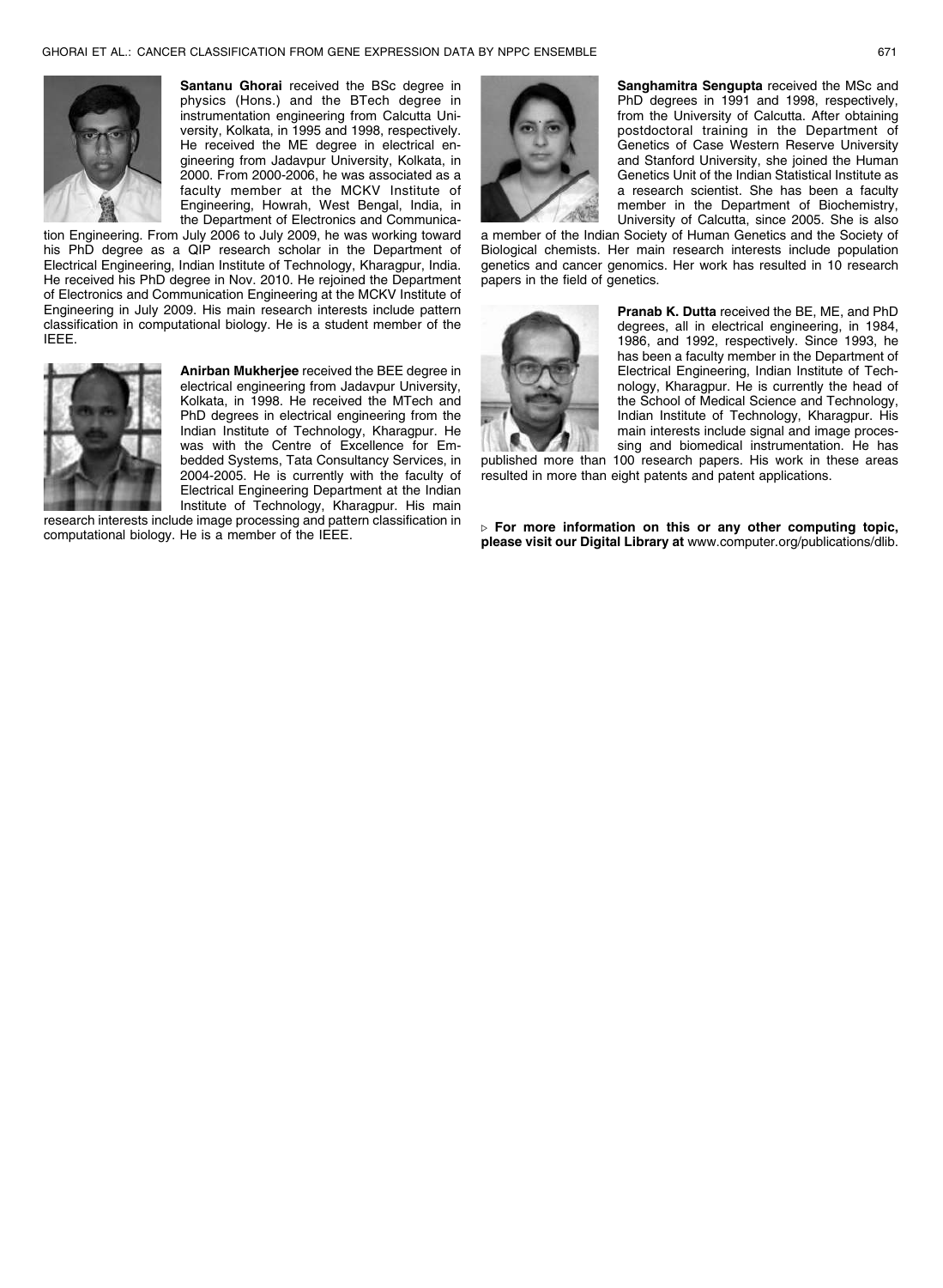**Santanu Ghorai** received the BSc degree in physics (Hons.) and the BTech degree in instrumentation engineering from Calcutta University, Kolkata, in 1995 and 1998, respectively. He received the ME degree in electrical engineering from Jadavpur University, Kolkata, in 2000. From 2000-2006, he was associated as a faculty member at the MCKV Institute of Engineering, Howrah, West Bengal, India, in the Department of Electronics and Communication Engineering. From July 2006 to July 2009, he was working toward his PhD degree as a QIP research scholar in the Department of Electrical Engineering, Indian Institute of Technology, Kharagpur, India. He received his PhD degree in Nov. 2010. He rejoined the Department of Electronics and Communication Engineering at the MCKV Institute of Engineering in July 2009. His main research interests include pattern classification in computational biology. He is a student member of the IEEE.

**Anirban Mukherjee** received the BEE degree in electrical engineering from Jadavpur University, Kolkata, in 1998. He received the MTech and PhD degrees in electrical engineering from the Indian Institute of Technology, Kharagpur. He was with the Centre of Excellence for Embedded Systems, Tata Consultancy Services, in 2004-2005. He is currently with the faculty of Electrical Engineering Department at the Indian Institute of Technology, Kharagpur. His main research interests include image processing and pattern classification in computational biology. He is a member of the IEEE.

**Sanghamitra Sengupta** received the MSc and PhD degrees in 1991 and 1998, respectively, from the University of Calcutta. After obtaining postdoctoral training in the Department of Genetics of Case Western Reserve University and Stanford University, she joined the Human Genetics Unit of the Indian Statistical Institute as a research scientist. She has been a faculty member in the Department of Biochemistry, University of Calcutta, since 2005. She is also a member of the Indian Society of Human Genetics and the Society of Biological chemists. Her main research interests include population genetics and cancer genomics. Her work has resulted in 10 research papers in the field of genetics.

**Pranab K. Dutta** received the BE, ME, and PhD degrees, all in electrical engineering, in 1984, 1986, and 1992, respectively. Since 1993, he has been a faculty member in the Department of Electrical Engineering, Indian Institute of Technology, Kharagpur. He is currently the head of the School of Medical Science and Technology, Indian Institute of Technology, Kharagpur. His main interests include signal and image processing and biomedical instrumentation. He has published more than 100 research papers. His work in these areas resulted in more than eight patents and patent applications.

▷ **For more information on this or any other computing topic, please visit our Digital Library at** www.computer.org/publications/dlib.